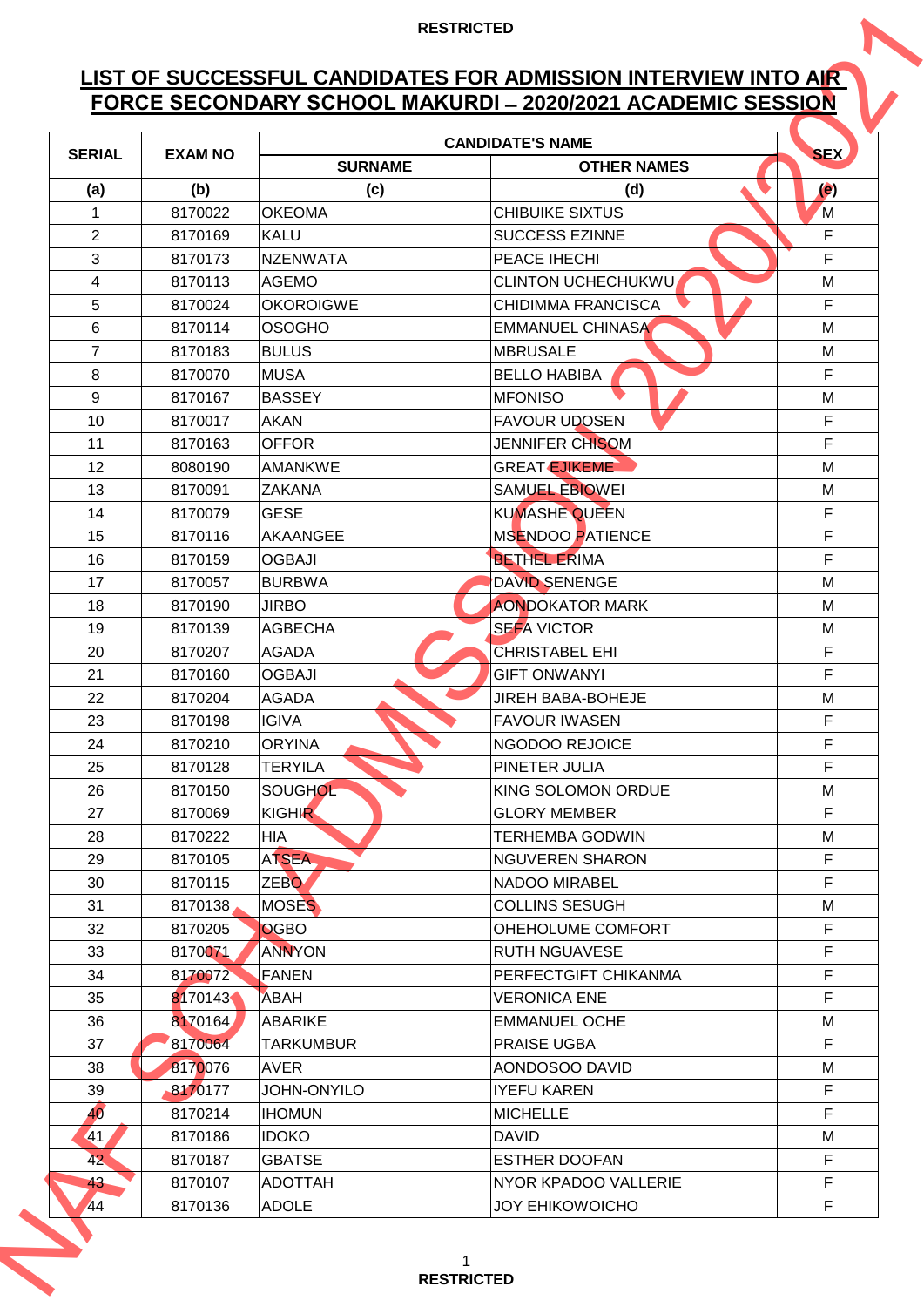RESTRICTED

# LIST OF SUCCESSFUL CANDIDATES FOR ADMISSION INTERVIEW INTO AIR FORCE SECONDARY SCHOOL MAKURDI – 2020/2021 ACADEMIC SESSION

| SERIAL | EXAM NO | CANDIDATE'S NAME | | SEX |
|---|---|---|---|---|
| | | SURNAME | OTHER NAMES | |
| (a) | (b) | (c) | (d) | (e) |
| 1 | 8170022 | OKEOMA | CHIBUIKE SIXTUS | M |
| 2 | 8170169 | KALU | SUCCESS EZINNE | F |
| 3 | 8170173 | NZENWATA | PEACE IHECHI | F |
| 4 | 8170113 | AGEMO | CLINTON UCHECHUKWU | M |
| 5 | 8170024 | OKOROIGWE | CHIDIMMA FRANCISCA | F |
| 6 | 8170114 | OSOGHO | EMMANUEL CHINASA | M |
| 7 | 8170183 | BULUS | MBRUSALE | M |
| 8 | 8170070 | MUSA | BELLO HABIBA | F |
| 9 | 8170167 | BASSEY | MFONISO | M |
| 10 | 8170017 | AKAN | FAVOUR UDOSEN | F |
| 11 | 8170163 | OFFOR | JENNIFER CHISOM | F |
| 12 | 8080190 | AMANKWE | GREAT EJIKEME | M |
| 13 | 8170091 | ZAKANA | SAMUEL EBIOWEI | M |
| 14 | 8170079 | GESE | KUMASHE QUEEN | F |
| 15 | 8170116 | AKAANGEE | MSENDOO PATIENCE | F |
| 16 | 8170159 | OGBAJI | BETHEL ERIMA | F |
| 17 | 8170057 | BURBWA | DAVID SENENGE | M |
| 18 | 8170190 | JIRBO | AONDOKATOR MARK | M |
| 19 | 8170139 | AGBECHA | SEFA VICTOR | M |
| 20 | 8170207 | AGADA | CHRISTABEL EHI | F |
| 21 | 8170160 | OGBAJI | GIFT ONWANYI | F |
| 22 | 8170204 | AGADA | JIREH BABA-BOHEJE | M |
| 23 | 8170198 | IGIVA | FAVOUR IWASEN | F |
| 24 | 8170210 | ORYINA | NGODOO REJOICE | F |
| 25 | 8170128 | TERYILA | PINETER JULIA | F |
| 26 | 8170150 | SOUGHOL | KING SOLOMON ORDUE | M |
| 27 | 8170069 | KIGHIR | GLORY MEMBER | F |
| 28 | 8170222 | HIA | TERHEMBA GODWIN | M |
| 29 | 8170105 | ATSEA | NGUVEREN SHARON | F |
| 30 | 8170115 | ZEBO | NADOO MIRABEL | F |
| 31 | 8170138 | MOSES | COLLINS SESUGH | M |
| 32 | 8170205 | OGBO | OHEHOLUME COMFORT | F |
| 33 | 8170071 | ANNYON | RUTH NGUAVESE | F |
| 34 | 8170072 | FANEN | PERFECTGIFT CHIKANMA | F |
| 35 | 8170143 | ABAH | VERONICA ENE | F |
| 36 | 8170164 | ABARIKE | EMMANUEL OCHE | M |
| 37 | 8170064 | TARKUMBUR | PRAISE UGBA | F |
| 38 | 8170076 | AVER | AONDOSOO DAVID | M |
| 39 | 8170177 | JOHN-ONYILO | IYEFU KAREN | F |
| 40 | 8170214 | IHOMUN | MICHELLE | F |
| 41 | 8170186 | IDOKO | DAVID | M |
| 42 | 8170187 | GBATSE | ESTHER DOOFAN | F |
| 43 | 8170107 | ADOTTAH | NYOR KPADOO VALLERIE | F |
| 44 | 8170136 | ADOLE | JOY EHIKOWOICHO | F |

RESTRICTED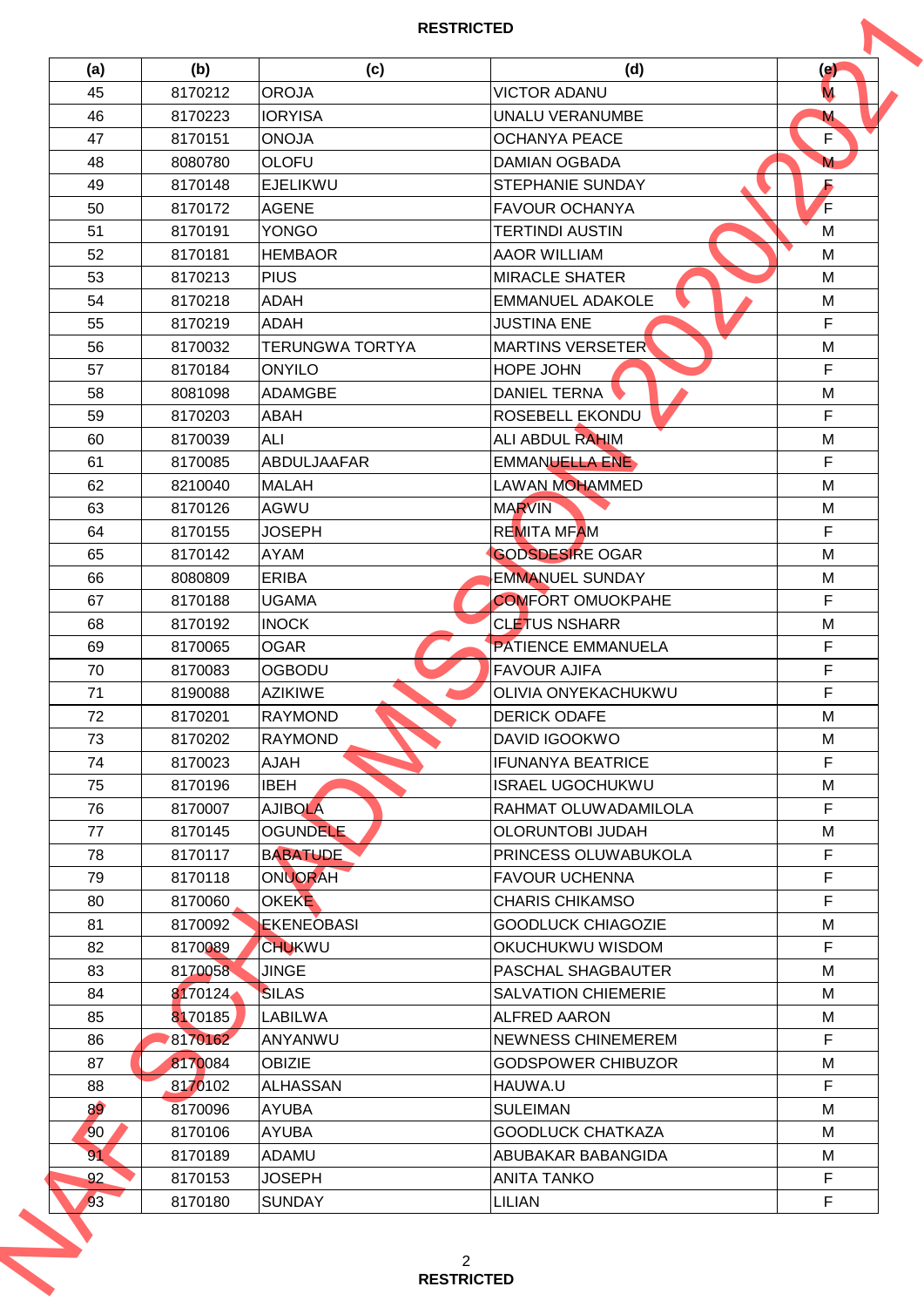| (a) | (b) | (c) | (d) | (e) |
|---|---|---|---|---|
| 45 | 8170212 | OROJA | VICTOR ADANU | M |
| 46 | 8170223 | IORYISA | UNALU VERANUMBE | M |
| 47 | 8170151 | ONOJA | OCHANYA PEACE | F |
| 48 | 8080780 | OLOFU | DAMIAN OGBADA | M |
| 49 | 8170148 | EJELIKWU | STEPHANIE SUNDAY | F |
| 50 | 8170172 | AGENE | FAVOUR OCHANYA | F |
| 51 | 8170191 | YONGO | TERTINDI AUSTIN | M |
| 52 | 8170181 | HEMBAOR | AAOR WILLIAM | M |
| 53 | 8170213 | PIUS | MIRACLE SHATER | M |
| 54 | 8170218 | ADAH | EMMANUEL ADAKOLE | M |
| 55 | 8170219 | ADAH | JUSTINA ENE | F |
| 56 | 8170032 | TERUNGWA TORTYA | MARTINS VERSETER | M |
| 57 | 8170184 | ONYILO | HOPE JOHN | F |
| 58 | 8081098 | ADAMGBE | DANIEL TERNA | M |
| 59 | 8170203 | ABAH | ROSEBELL EKONDU | F |
| 60 | 8170039 | ALI | ALI ABDUL RAHIM | M |
| 61 | 8170085 | ABDULJAAFAR | EMMANUELLA ENE | F |
| 62 | 8210040 | MALAH | LAWAN MOHAMMED | M |
| 63 | 8170126 | AGWU | MARVIN | M |
| 64 | 8170155 | JOSEPH | REMITA MFAM | F |
| 65 | 8170142 | AYAM | GODSDESIRE OGAR | M |
| 66 | 8080809 | ERIBA | EMMANUEL SUNDAY | M |
| 67 | 8170188 | UGAMA | COMFORT OMUOKPAHE | F |
| 68 | 8170192 | INOCK | CLETUS NSHARR | M |
| 69 | 8170065 | OGAR | PATIENCE EMMANUELA | F |
| 70 | 8170083 | OGBODU | FAVOUR AJIFA | F |
| 71 | 8190088 | AZIKIWE | OLIVIA ONYEKACHUKWU | F |
| 72 | 8170201 | RAYMOND | DERICK ODAFE | M |
| 73 | 8170202 | RAYMOND | DAVID IGOOKWO | M |
| 74 | 8170023 | AJAH | IFUNANYA BEATRICE | F |
| 75 | 8170196 | IBEH | ISRAEL UGOCHUKWU | M |
| 76 | 8170007 | AJIBOLA | RAHMAT OLUWADAMILOLA | F |
| 77 | 8170145 | OGUNDELE | OLORUNTOBI JUDAH | M |
| 78 | 8170117 | BABATUDE | PRINCESS OLUWABUKOLA | F |
| 79 | 8170118 | ONUORAH | FAVOUR UCHENNA | F |
| 80 | 8170060 | OKEKE | CHARIS CHIKAMSO | F |
| 81 | 8170092 | EKENEOBASI | GOODLUCK CHIAGOZIE | M |
| 82 | 8170089 | CHUKWU | OKUCHUKWU WISDOM | F |
| 83 | 8170058 | JINGE | PASCHAL SHAGBAUTER | M |
| 84 | 8170124 | SILAS | SALVATION CHIEMERIE | M |
| 85 | 8170185 | LABILWA | ALFRED AARON | M |
| 86 | 8170162 | ANYANWU | NEWNESS CHINEMEREM | F |
| 87 | 8170084 | OBIZIE | GODSPOWER CHIBUZOR | M |
| 88 | 8170102 | ALHASSAN | HAUWA.U | F |
| 89 | 8170096 | AYUBA | SULEIMAN | M |
| 90 | 8170106 | AYUBA | GOODLUCK CHATKAZA | M |
| 91 | 8170189 | ADAMU | ABUBAKAR BABANGIDA | M |
| 92 | 8170153 | JOSEPH | ANITA TANKO | F |
| 93 | 8170180 | SUNDAY | LILIAN | F |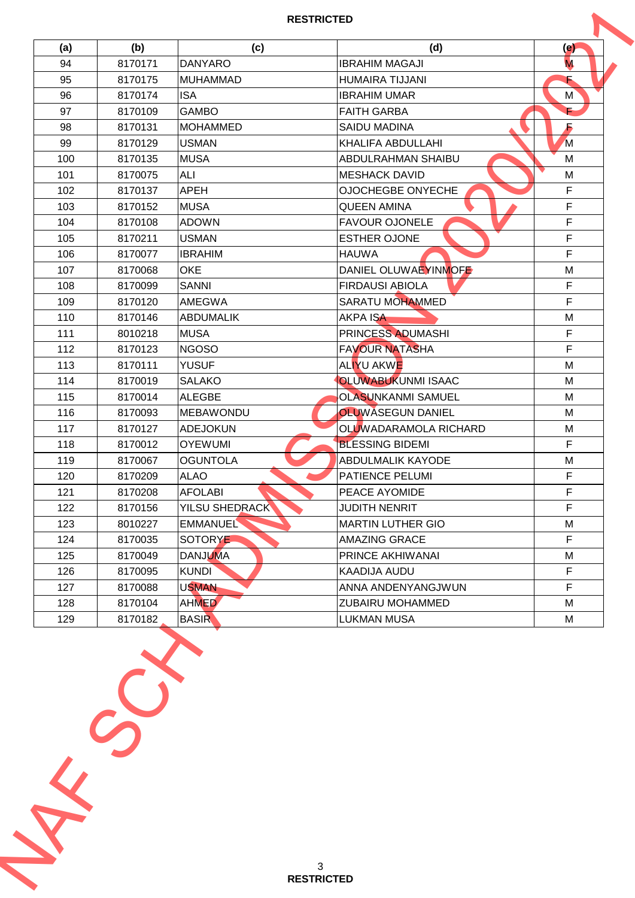| (a) | (b) | (c) | (d) | (e) |
|---|---|---|---|---|
| 94 | 8170171 | DANYARO | IBRAHIM MAGAJI | M |
| 95 | 8170175 | MUHAMMAD | HUMAIRA TIJJANI | F |
| 96 | 8170174 | ISA | IBRAHIM UMAR | M |
| 97 | 8170109 | GAMBO | FAITH GARBA | F |
| 98 | 8170131 | MOHAMMED | SAIDU MADINA | F |
| 99 | 8170129 | USMAN | KHALIFA ABDULLAHI | M |
| 100 | 8170135 | MUSA | ABDULRAHMAN SHAIBU | M |
| 101 | 8170075 | ALI | MESHACK DAVID | M |
| 102 | 8170137 | APEH | OJOCHEGBE ONYECHE | F |
| 103 | 8170152 | MUSA | QUEEN AMINA | F |
| 104 | 8170108 | ADOWN | FAVOUR OJONELE | F |
| 105 | 8170211 | USMAN | ESTHER OJONE | F |
| 106 | 8170077 | IBRAHIM | HAUWA | F |
| 107 | 8170068 | OKE | DANIEL OLUWAEYINMOFE | M |
| 108 | 8170099 | SANNI | FIRDAUSI ABIOLA | F |
| 109 | 8170120 | AMEGWA | SARATU MOHAMMED | F |
| 110 | 8170146 | ABDUMALIK | AKPA ISA | M |
| 111 | 8010218 | MUSA | PRINCESS ADUMASHI | F |
| 112 | 8170123 | NGOSO | FAVOUR NATASHA | F |
| 113 | 8170111 | YUSUF | ALIYU AKWE | M |
| 114 | 8170019 | SALAKO | OLUWABUKUNMI ISAAC | M |
| 115 | 8170014 | ALEGBE | OLASUNKANMI SAMUEL | M |
| 116 | 8170093 | MEBAWONDU | OLUWASEGUN DANIEL | M |
| 117 | 8170127 | ADEJOKUN | OLUWADARAMOLA RICHARD | M |
| 118 | 8170012 | OYEWUMI | BLESSING BIDEMI | F |
| 119 | 8170067 | OGUNTOLA | ABDULMALIK KAYODE | M |
| 120 | 8170209 | ALAO | PATIENCE PELUMI | F |
| 121 | 8170208 | AFOLABI | PEACE AYOMIDE | F |
| 122 | 8170156 | YILSU SHEDRACK | JUDITH NENRIT | F |
| 123 | 8010227 | EMMANUEL | MARTIN LUTHER GIO | M |
| 124 | 8170035 | SOTORYE | AMAZING GRACE | F |
| 125 | 8170049 | DANJUMA | PRINCE AKHIWANAI | M |
| 126 | 8170095 | KUNDI | KAADIJA AUDU | F |
| 127 | 8170088 | USMAN | ANNA ANDENYANGJWUN | F |
| 128 | 8170104 | AHMED | ZUBAIRU MOHAMMED | M |
| 129 | 8170182 | BASIR | LUKMAN MUSA | M |